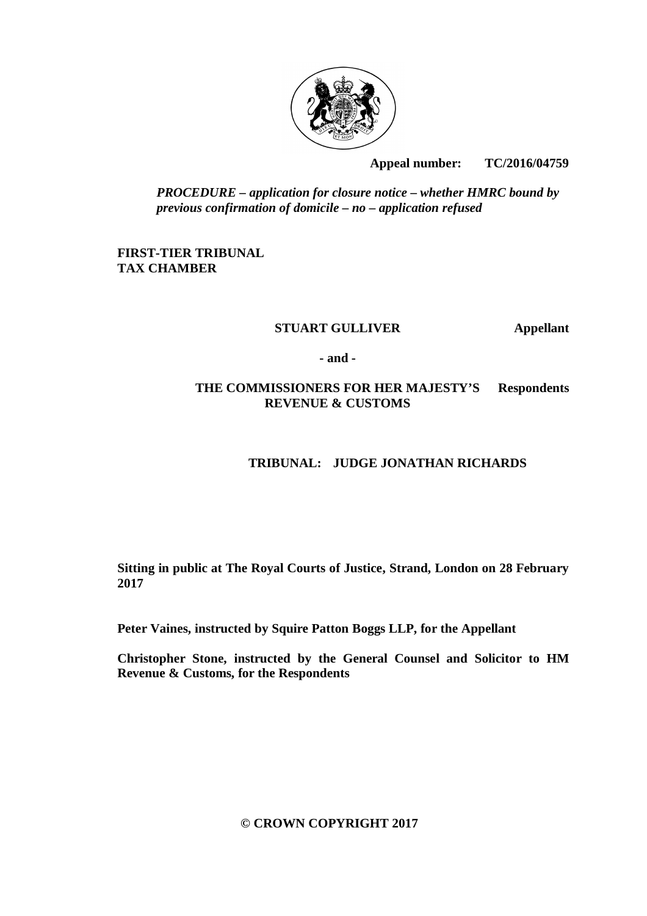**Appeal number: TC/2016/04759**

*PROCEDURE – application for closure notice – whether HMRC bound by previous confirmation of domicile – no – application refused*

**FIRST-TIER TRIBUNAL**
**TAX CHAMBER**

**STUART GULLIVER** **Appellant**

**- and -**

**THE COMMISSIONERS FOR HER MAJESTY'S REVENUE & CUSTOMS** **Respondents**

**TRIBUNAL: JUDGE JONATHAN RICHARDS**

**Sitting in public at The Royal Courts of Justice, Strand, London on 28 February 2017**

**Peter Vaines, instructed by Squire Patton Boggs LLP, for the Appellant**

**Christopher Stone, instructed by the General Counsel and Solicitor to HM Revenue & Customs, for the Respondents**

**© CROWN COPYRIGHT 2017**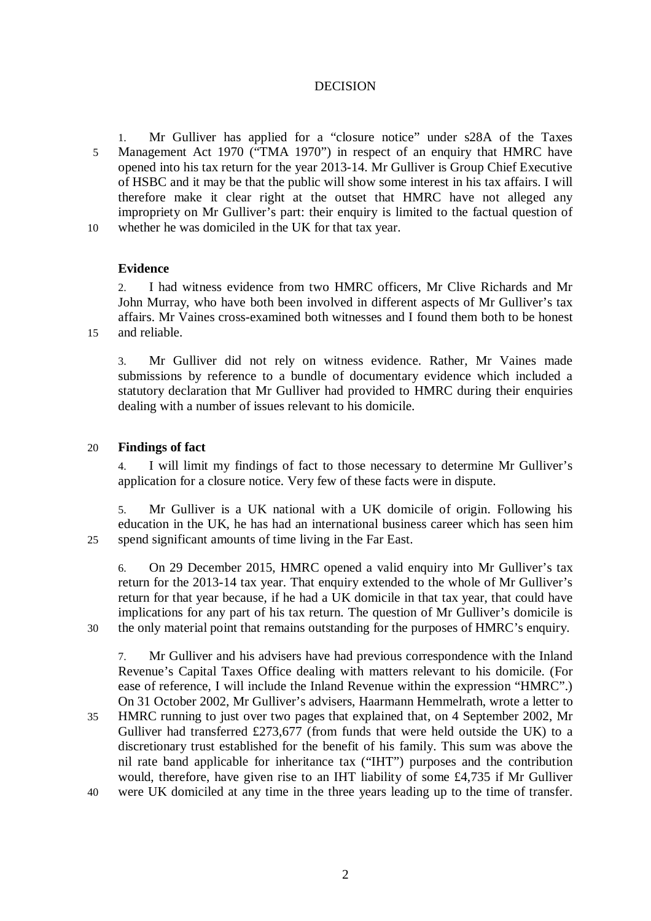# DECISION

1. Mr Gulliver has applied for a "closure notice" under s28A of the Taxes Management Act 1970 ("TMA 1970") in respect of an enquiry that HMRC have opened into his tax return for the year 2013-14. Mr Gulliver is Group Chief Executive of HSBC and it may be that the public will show some interest in his tax affairs. I will therefore make it clear right at the outset that HMRC have not alleged any impropriety on Mr Gulliver's part: their enquiry is limited to the factual question of whether he was domiciled in the UK for that tax year.

## Evidence

2. I had witness evidence from two HMRC officers, Mr Clive Richards and Mr John Murray, who have both been involved in different aspects of Mr Gulliver's tax affairs. Mr Vaines cross-examined both witnesses and I found them both to be honest and reliable.

3. Mr Gulliver did not rely on witness evidence. Rather, Mr Vaines made submissions by reference to a bundle of documentary evidence which included a statutory declaration that Mr Gulliver had provided to HMRC during their enquiries dealing with a number of issues relevant to his domicile.

## Findings of fact

4. I will limit my findings of fact to those necessary to determine Mr Gulliver's application for a closure notice. Very few of these facts were in dispute.

5. Mr Gulliver is a UK national with a UK domicile of origin. Following his education in the UK, he has had an international business career which has seen him spend significant amounts of time living in the Far East.

6. On 29 December 2015, HMRC opened a valid enquiry into Mr Gulliver's tax return for the 2013-14 tax year. That enquiry extended to the whole of Mr Gulliver's return for that year because, if he had a UK domicile in that tax year, that could have implications for any part of his tax return. The question of Mr Gulliver's domicile is the only material point that remains outstanding for the purposes of HMRC's enquiry.

7. Mr Gulliver and his advisers have had previous correspondence with the Inland Revenue's Capital Taxes Office dealing with matters relevant to his domicile. (For ease of reference, I will include the Inland Revenue within the expression "HMRC".) On 31 October 2002, Mr Gulliver's advisers, Haarmann Hemmelrath, wrote a letter to HMRC running to just over two pages that explained that, on 4 September 2002, Mr Gulliver had transferred £273,677 (from funds that were held outside the UK) to a discretionary trust established for the benefit of his family. This sum was above the nil rate band applicable for inheritance tax ("IHT") purposes and the contribution would, therefore, have given rise to an IHT liability of some £4,735 if Mr Gulliver were UK domiciled at any time in the three years leading up to the time of transfer.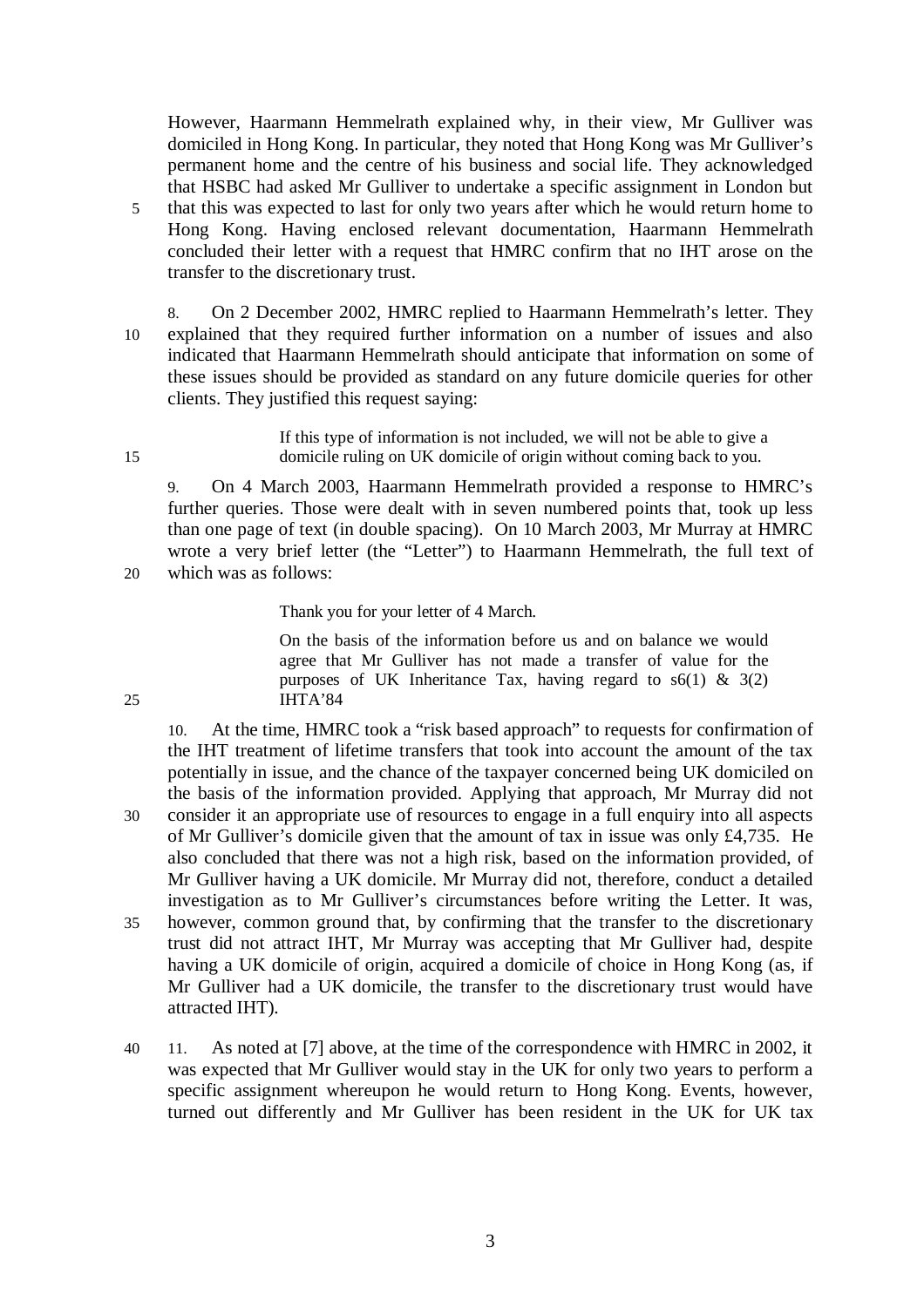However, Haarmann Hemmelrath explained why, in their view, Mr Gulliver was domiciled in Hong Kong. In particular, they noted that Hong Kong was Mr Gulliver's permanent home and the centre of his business and social life. They acknowledged that HSBC had asked Mr Gulliver to undertake a specific assignment in London but that this was expected to last for only two years after which he would return home to Hong Kong. Having enclosed relevant documentation, Haarmann Hemmelrath concluded their letter with a request that HMRC confirm that no IHT arose on the transfer to the discretionary trust.

8. On 2 December 2002, HMRC replied to Haarmann Hemmelrath's letter. They explained that they required further information on a number of issues and also indicated that Haarmann Hemmelrath should anticipate that information on some of these issues should be provided as standard on any future domicile queries for other clients. They justified this request saying:

> If this type of information is not included, we will not be able to give a domicile ruling on UK domicile of origin without coming back to you.

9. On 4 March 2003, Haarmann Hemmelrath provided a response to HMRC's further queries. Those were dealt with in seven numbered points that, took up less than one page of text (in double spacing). On 10 March 2003, Mr Murray at HMRC wrote a very brief letter (the "Letter") to Haarmann Hemmelrath, the full text of which was as follows:

> Thank you for your letter of 4 March.
>
> On the basis of the information before us and on balance we would agree that Mr Gulliver has not made a transfer of value for the purposes of UK Inheritance Tax, having regard to s6(1) & 3(2) IHTA'84

10. At the time, HMRC took a "risk based approach" to requests for confirmation of the IHT treatment of lifetime transfers that took into account the amount of the tax potentially in issue, and the chance of the taxpayer concerned being UK domiciled on the basis of the information provided. Applying that approach, Mr Murray did not consider it an appropriate use of resources to engage in a full enquiry into all aspects of Mr Gulliver's domicile given that the amount of tax in issue was only £4,735. He also concluded that there was not a high risk, based on the information provided, of Mr Gulliver having a UK domicile. Mr Murray did not, therefore, conduct a detailed investigation as to Mr Gulliver's circumstances before writing the Letter. It was, however, common ground that, by confirming that the transfer to the discretionary trust did not attract IHT, Mr Murray was accepting that Mr Gulliver had, despite having a UK domicile of origin, acquired a domicile of choice in Hong Kong (as, if Mr Gulliver had a UK domicile, the transfer to the discretionary trust would have attracted IHT).

11. As noted at [7] above, at the time of the correspondence with HMRC in 2002, it was expected that Mr Gulliver would stay in the UK for only two years to perform a specific assignment whereupon he would return to Hong Kong. Events, however, turned out differently and Mr Gulliver has been resident in the UK for UK tax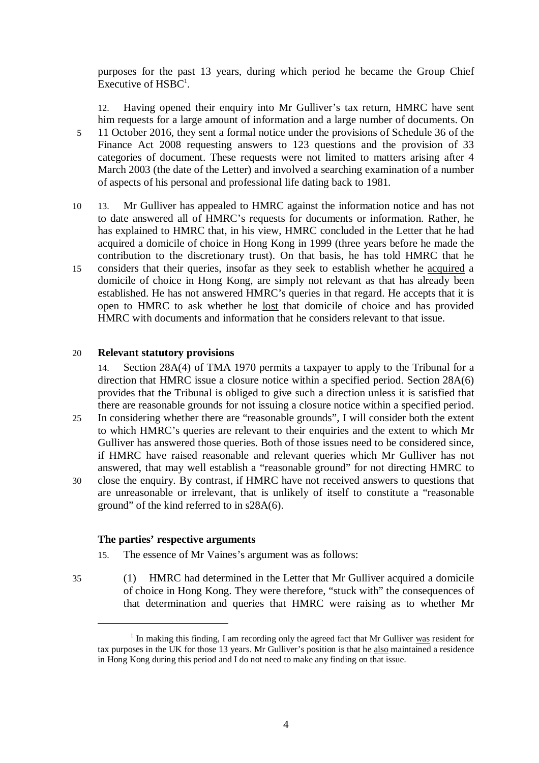purposes for the past 13 years, during which period he became the Group Chief Executive of HSBC[1].

12. Having opened their enquiry into Mr Gulliver's tax return, HMRC have sent him requests for a large amount of information and a large number of documents. On 11 October 2016, they sent a formal notice under the provisions of Schedule 36 of the Finance Act 2008 requesting answers to 123 questions and the provision of 33 categories of document. These requests were not limited to matters arising after 4 March 2003 (the date of the Letter) and involved a searching examination of a number of aspects of his personal and professional life dating back to 1981.

13. Mr Gulliver has appealed to HMRC against the information notice and has not to date answered all of HMRC's requests for documents or information. Rather, he has explained to HMRC that, in his view, HMRC concluded in the Letter that he had acquired a domicile of choice in Hong Kong in 1999 (three years before he made the contribution to the discretionary trust). On that basis, he has told HMRC that he considers that their queries, insofar as they seek to establish whether he acquired a domicile of choice in Hong Kong, are simply not relevant as that has already been established. He has not answered HMRC's queries in that regard. He accepts that it is open to HMRC to ask whether he lost that domicile of choice and has provided HMRC with documents and information that he considers relevant to that issue.

**Relevant statutory provisions**

14. Section 28A(4) of TMA 1970 permits a taxpayer to apply to the Tribunal for a direction that HMRC issue a closure notice within a specified period. Section 28A(6) provides that the Tribunal is obliged to give such a direction unless it is satisfied that there are reasonable grounds for not issuing a closure notice within a specified period. In considering whether there are "reasonable grounds", I will consider both the extent to which HMRC's queries are relevant to their enquiries and the extent to which Mr Gulliver has answered those queries. Both of those issues need to be considered since, if HMRC have raised reasonable and relevant queries which Mr Gulliver has not answered, that may well establish a "reasonable ground" for not directing HMRC to close the enquiry. By contrast, if HMRC have not received answers to questions that are unreasonable or irrelevant, that is unlikely of itself to constitute a "reasonable ground" of the kind referred to in s28A(6).

**The parties' respective arguments**

15. The essence of Mr Vaines's argument was as follows:

(1) HMRC had determined in the Letter that Mr Gulliver acquired a domicile of choice in Hong Kong. They were therefore, "stuck with" the consequences of that determination and queries that HMRC were raising as to whether Mr

[1] In making this finding, I am recording only the agreed fact that Mr Gulliver was resident for tax purposes in the UK for those 13 years. Mr Gulliver's position is that he also maintained a residence in Hong Kong during this period and I do not need to make any finding on that issue.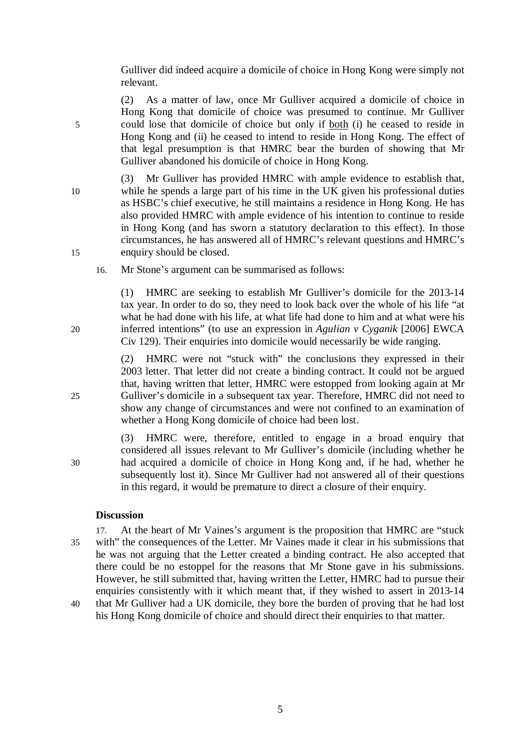Gulliver did indeed acquire a domicile of choice in Hong Kong were simply not relevant.

(2) As a matter of law, once Mr Gulliver acquired a domicile of choice in Hong Kong that domicile of choice was presumed to continue. Mr Gulliver could lose that domicile of choice but only if both (i) he ceased to reside in Hong Kong and (ii) he ceased to intend to reside in Hong Kong. The effect of that legal presumption is that HMRC bear the burden of showing that Mr Gulliver abandoned his domicile of choice in Hong Kong.

(3) Mr Gulliver has provided HMRC with ample evidence to establish that, while he spends a large part of his time in the UK given his professional duties as HSBC's chief executive, he still maintains a residence in Hong Kong. He has also provided HMRC with ample evidence of his intention to continue to reside in Hong Kong (and has sworn a statutory declaration to this effect). In those circumstances, he has answered all of HMRC's relevant questions and HMRC's enquiry should be closed.

16. Mr Stone's argument can be summarised as follows:

(1) HMRC are seeking to establish Mr Gulliver's domicile for the 2013-14 tax year. In order to do so, they need to look back over the whole of his life "at what he had done with his life, at what life had done to him and at what were his inferred intentions" (to use an expression in *Agulian v Cyganik* [2006] EWCA Civ 129). Their enquiries into domicile would necessarily be wide ranging.

(2) HMRC were not "stuck with" the conclusions they expressed in their 2003 letter. That letter did not create a binding contract. It could not be argued that, having written that letter, HMRC were estopped from looking again at Mr Gulliver's domicile in a subsequent tax year. Therefore, HMRC did not need to show any change of circumstances and were not confined to an examination of whether a Hong Kong domicile of choice had been lost.

(3) HMRC were, therefore, entitled to engage in a broad enquiry that considered all issues relevant to Mr Gulliver's domicile (including whether he had acquired a domicile of choice in Hong Kong and, if he had, whether he subsequently lost it). Since Mr Gulliver had not answered all of their questions in this regard, it would be premature to direct a closure of their enquiry.

## Discussion

17. At the heart of Mr Vaines's argument is the proposition that HMRC are "stuck with" the consequences of the Letter. Mr Vaines made it clear in his submissions that he was not arguing that the Letter created a binding contract. He also accepted that there could be no estoppel for the reasons that Mr Stone gave in his submissions. However, he still submitted that, having written the Letter, HMRC had to pursue their enquiries consistently with it which meant that, if they wished to assert in 2013-14 that Mr Gulliver had a UK domicile, they bore the burden of proving that he had lost his Hong Kong domicile of choice and should direct their enquiries to that matter.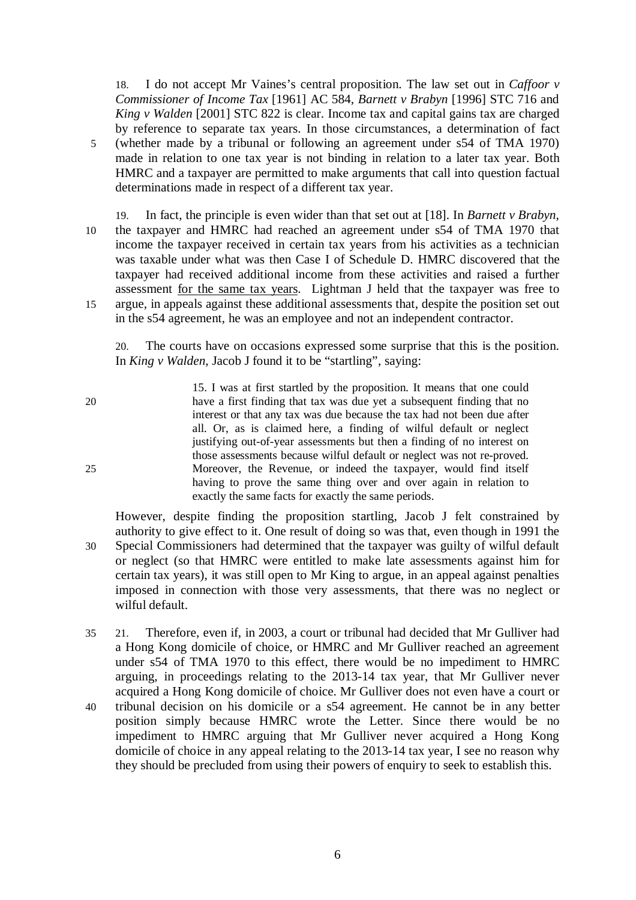18. I do not accept Mr Vaines's central proposition. The law set out in *Caffoor v Commissioner of Income Tax* [1961] AC 584, *Barnett v Brabyn* [1996] STC 716 and *King v Walden* [2001] STC 822 is clear. Income tax and capital gains tax are charged by reference to separate tax years. In those circumstances, a determination of fact (whether made by a tribunal or following an agreement under s54 of TMA 1970) made in relation to one tax year is not binding in relation to a later tax year. Both HMRC and a taxpayer are permitted to make arguments that call into question factual determinations made in respect of a different tax year.

19. In fact, the principle is even wider than that set out at [18]. In *Barnett v Brabyn*, the taxpayer and HMRC had reached an agreement under s54 of TMA 1970 that income the taxpayer received in certain tax years from his activities as a technician was taxable under what was then Case I of Schedule D. HMRC discovered that the taxpayer had received additional income from these activities and raised a further assessment <u>for the same tax years</u>. Lightman J held that the taxpayer was free to argue, in appeals against these additional assessments that, despite the position set out in the s54 agreement, he was an employee and not an independent contractor.

20. The courts have on occasions expressed some surprise that this is the position. In *King v Walden*, Jacob J found it to be "startling", saying:

> 15. I was at first startled by the proposition. It means that one could have a first finding that tax was due yet a subsequent finding that no interest or that any tax was due because the tax had not been due after all. Or, as is claimed here, a finding of wilful default or neglect justifying out-of-year assessments but then a finding of no interest on those assessments because wilful default or neglect was not re-proved. Moreover, the Revenue, or indeed the taxpayer, would find itself having to prove the same thing over and over again in relation to exactly the same facts for exactly the same periods.

However, despite finding the proposition startling, Jacob J felt constrained by authority to give effect to it. One result of doing so was that, even though in 1991 the Special Commissioners had determined that the taxpayer was guilty of wilful default or neglect (so that HMRC were entitled to make late assessments against him for certain tax years), it was still open to Mr King to argue, in an appeal against penalties imposed in connection with those very assessments, that there was no neglect or wilful default.

21. Therefore, even if, in 2003, a court or tribunal had decided that Mr Gulliver had a Hong Kong domicile of choice, or HMRC and Mr Gulliver reached an agreement under s54 of TMA 1970 to this effect, there would be no impediment to HMRC arguing, in proceedings relating to the 2013-14 tax year, that Mr Gulliver never acquired a Hong Kong domicile of choice. Mr Gulliver does not even have a court or tribunal decision on his domicile or a s54 agreement. He cannot be in any better position simply because HMRC wrote the Letter. Since there would be no impediment to HMRC arguing that Mr Gulliver never acquired a Hong Kong domicile of choice in any appeal relating to the 2013-14 tax year, I see no reason why they should be precluded from using their powers of enquiry to seek to establish this.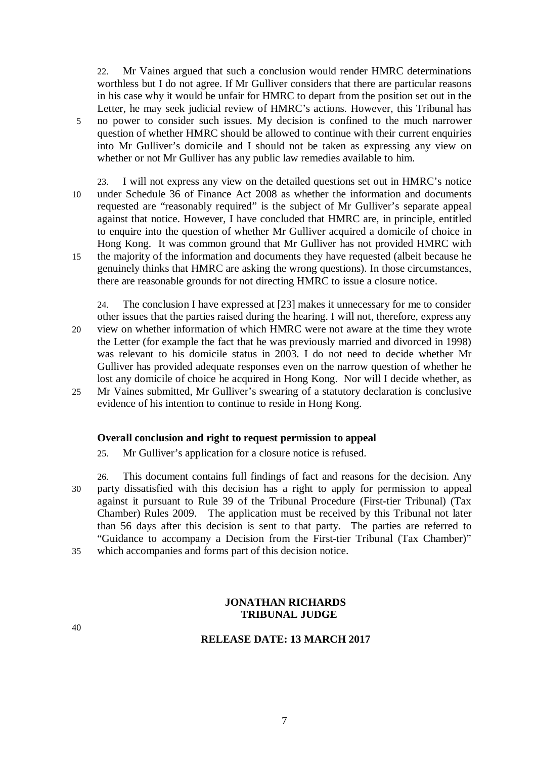22. Mr Vaines argued that such a conclusion would render HMRC determinations worthless but I do not agree. If Mr Gulliver considers that there are particular reasons in his case why it would be unfair for HMRC to depart from the position set out in the Letter, he may seek judicial review of HMRC's actions. However, this Tribunal has no power to consider such issues. My decision is confined to the much narrower question of whether HMRC should be allowed to continue with their current enquiries into Mr Gulliver's domicile and I should not be taken as expressing any view on whether or not Mr Gulliver has any public law remedies available to him.

23. I will not express any view on the detailed questions set out in HMRC's notice under Schedule 36 of Finance Act 2008 as whether the information and documents requested are "reasonably required" is the subject of Mr Gulliver's separate appeal against that notice. However, I have concluded that HMRC are, in principle, entitled to enquire into the question of whether Mr Gulliver acquired a domicile of choice in Hong Kong. It was common ground that Mr Gulliver has not provided HMRC with the majority of the information and documents they have requested (albeit because he genuinely thinks that HMRC are asking the wrong questions). In those circumstances, there are reasonable grounds for not directing HMRC to issue a closure notice.

24. The conclusion I have expressed at [23] makes it unnecessary for me to consider other issues that the parties raised during the hearing. I will not, therefore, express any view on whether information of which HMRC were not aware at the time they wrote the Letter (for example the fact that he was previously married and divorced in 1998) was relevant to his domicile status in 2003. I do not need to decide whether Mr Gulliver has provided adequate responses even on the narrow question of whether he lost any domicile of choice he acquired in Hong Kong. Nor will I decide whether, as Mr Vaines submitted, Mr Gulliver's swearing of a statutory declaration is conclusive evidence of his intention to continue to reside in Hong Kong.

**Overall conclusion and right to request permission to appeal**

25. Mr Gulliver's application for a closure notice is refused.

26. This document contains full findings of fact and reasons for the decision. Any party dissatisfied with this decision has a right to apply for permission to appeal against it pursuant to Rule 39 of the Tribunal Procedure (First-tier Tribunal) (Tax Chamber) Rules 2009. The application must be received by this Tribunal not later than 56 days after this decision is sent to that party. The parties are referred to "Guidance to accompany a Decision from the First-tier Tribunal (Tax Chamber)" which accompanies and forms part of this decision notice.

**JONATHAN RICHARDS**
**TRIBUNAL JUDGE**

**RELEASE DATE: 13 MARCH 2017**